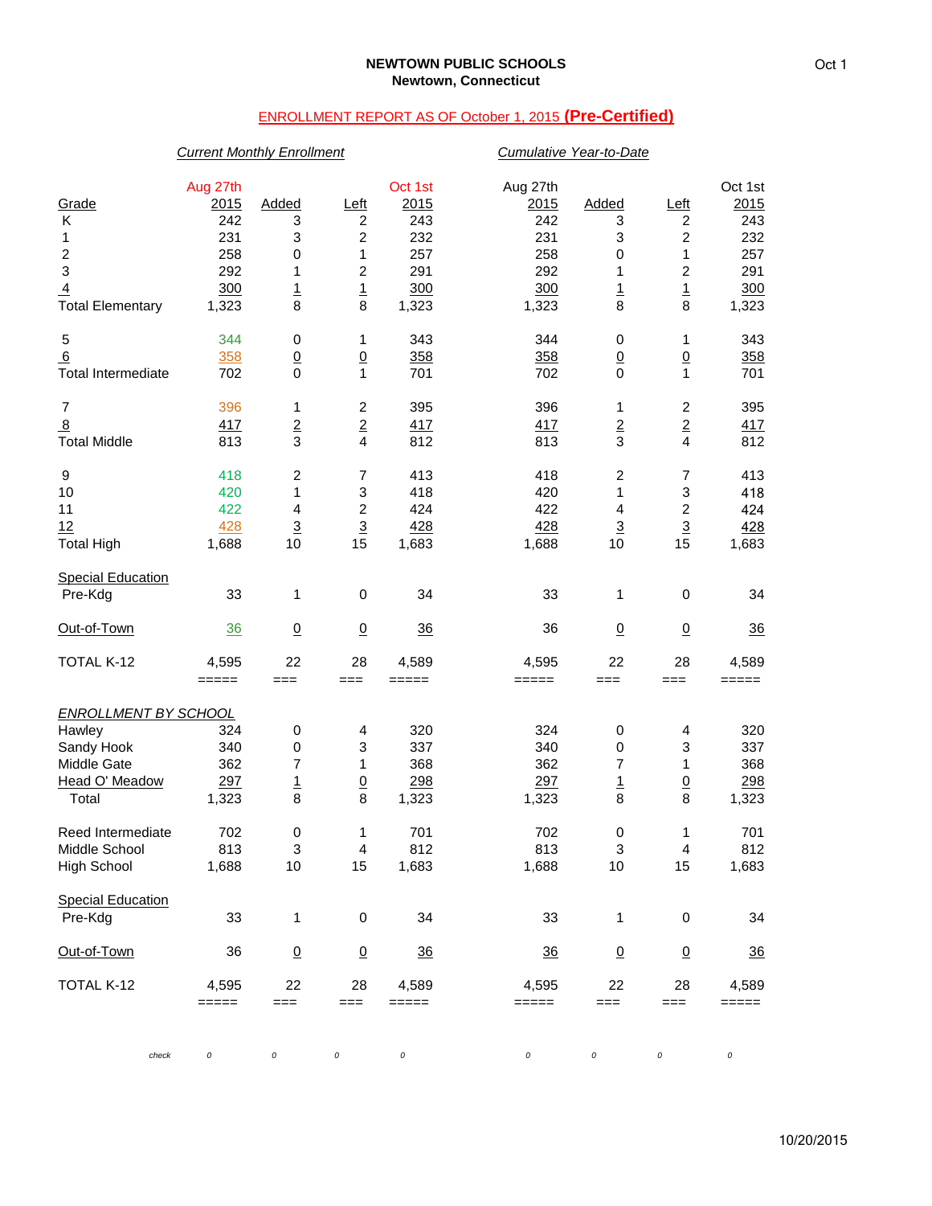**NEWTOWN PUBLIC SCHOOLS**
**Newtown, Connecticut**

Oct 1

## ENROLLMENT REPORT AS OF October 1, 2015 **(Pre-Certified)**

| | *Current Monthly Enrollment* | | | | *Cumulative Year-to-Date* | | | |
|---|---|---|---|---|---|---|---|---|
| Grade | Aug 27th 2015 | Added | Left | Oct 1st 2015 | Aug 27th 2015 | Added | Left | Oct 1st 2015 |
| K | 242 | 3 | 2 | 243 | 242 | 3 | 2 | 243 |
| 1 | 231 | 3 | 2 | 232 | 231 | 3 | 2 | 232 |
| 2 | 258 | 0 | 1 | 257 | 258 | 0 | 1 | 257 |
| 3 | 292 | 1 | 2 | 291 | 292 | 1 | 2 | 291 |
| 4 | 300 | 1 | 1 | 300 | 300 | 1 | 1 | 300 |
| Total Elementary | 1,323 | 8 | 8 | 1,323 | 1,323 | 8 | 8 | 1,323 |
| 5 | 344 | 0 | 1 | 343 | 344 | 0 | 1 | 343 |
| 6 | 358 | 0 | 0 | 358 | 358 | 0 | 0 | 358 |
| Total Intermediate | 702 | 0 | 1 | 701 | 702 | 0 | 1 | 701 |
| 7 | 396 | 1 | 2 | 395 | 396 | 1 | 2 | 395 |
| 8 | 417 | 2 | 2 | 417 | 417 | 2 | 2 | 417 |
| Total Middle | 813 | 3 | 4 | 812 | 813 | 3 | 4 | 812 |
| 9 | 418 | 2 | 7 | 413 | 418 | 2 | 7 | 413 |
| 10 | 420 | 1 | 3 | 418 | 420 | 1 | 3 | 418 |
| 11 | 422 | 4 | 2 | 424 | 422 | 4 | 2 | 424 |
| 12 | 428 | 3 | 3 | 428 | 428 | 3 | 3 | 428 |
| Total High | 1,688 | 10 | 15 | 1,683 | 1,688 | 10 | 15 | 1,683 |
| Special Education | | | | | | | | |
| Pre-Kdg | 33 | 1 | 0 | 34 | 33 | 1 | 0 | 34 |
| Out-of-Town | 36 | 0 | 0 | 36 | 36 | 0 | 0 | 36 |
| TOTAL K-12 | 4,595 | 22 | 28 | 4,589 | 4,595 | 22 | 28 | 4,589 |
| | ===== | === | === | ===== | ===== | === | === | ===== |
| *ENROLLMENT BY SCHOOL* | | | | | | | | |
| Hawley | 324 | 0 | 4 | 320 | 324 | 0 | 4 | 320 |
| Sandy Hook | 340 | 0 | 3 | 337 | 340 | 0 | 3 | 337 |
| Middle Gate | 362 | 7 | 1 | 368 | 362 | 7 | 1 | 368 |
| Head O' Meadow | 297 | 1 | 0 | 298 | 297 | 1 | 0 | 298 |
| Total | 1,323 | 8 | 8 | 1,323 | 1,323 | 8 | 8 | 1,323 |
| Reed Intermediate | 702 | 0 | 1 | 701 | 702 | 0 | 1 | 701 |
| Middle School | 813 | 3 | 4 | 812 | 813 | 3 | 4 | 812 |
| High School | 1,688 | 10 | 15 | 1,683 | 1,688 | 10 | 15 | 1,683 |
| Special Education | | | | | | | | |
| Pre-Kdg | 33 | 1 | 0 | 34 | 33 | 1 | 0 | 34 |
| Out-of-Town | 36 | 0 | 0 | 36 | 36 | 0 | 0 | 36 |
| TOTAL K-12 | 4,595 | 22 | 28 | 4,589 | 4,595 | 22 | 28 | 4,589 |
| | ===== | === | === | ===== | ===== | === | === | ===== |
| *check* | *0* | *0* | *0* | *0* | *0* | *0* | *0* | *0* |

10/20/2015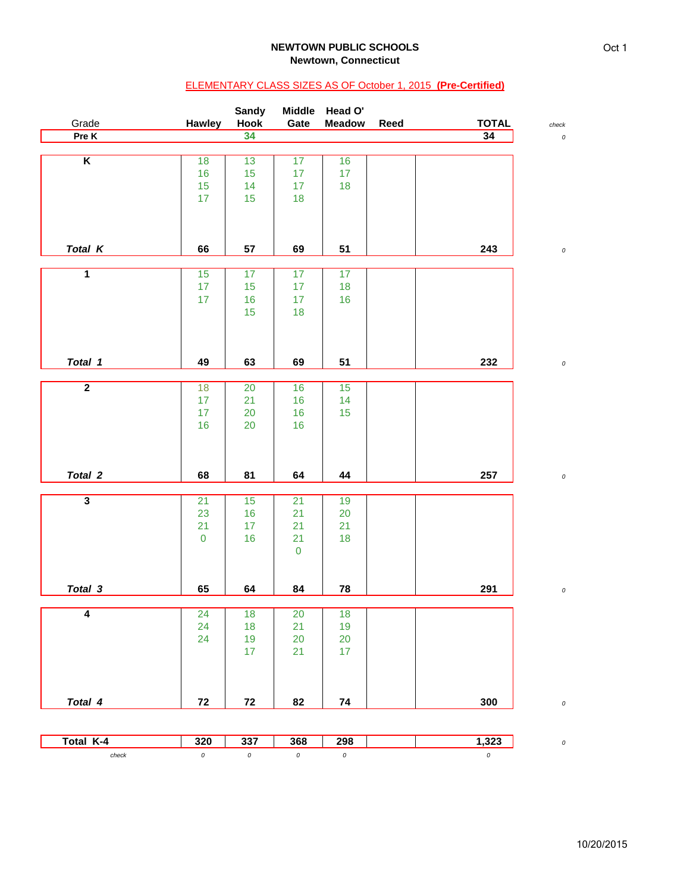Oct 1

**NEWTOWN PUBLIC SCHOOLS**
**Newtown, Connecticut**

ELEMENTARY CLASS SIZES AS OF October 1, 2015 **(Pre-Certified)**

| Grade | Hawley | Sandy Hook | Middle Gate | Head O' Meadow | Reed | TOTAL | check |
|---|---|---|---|---|---|---|---|
| **Pre K** | | 34 | | | | 34 | 0 |
| **K** | 18 | 13 | 17 | 16 | | | |
| | 16 | 15 | 17 | 17 | | | |
| | 15 | 14 | 17 | 18 | | | |
| | 17 | 15 | 18 | | | | |
| ***Total K*** | **66** | **57** | **69** | **51** | | **243** | 0 |
| **1** | 15 | 17 | 17 | 17 | | | |
| | 17 | 15 | 17 | 18 | | | |
| | 17 | 16 | 17 | 16 | | | |
| | | 15 | 18 | | | | |
| ***Total 1*** | **49** | **63** | **69** | **51** | | **232** | 0 |
| **2** | 18 | 20 | 16 | 15 | | | |
| | 17 | 21 | 16 | 14 | | | |
| | 17 | 20 | 16 | 15 | | | |
| | 16 | 20 | 16 | | | | |
| ***Total 2*** | **68** | **81** | **64** | **44** | | **257** | 0 |
| **3** | 21 | 15 | 21 | 19 | | | |
| | 23 | 16 | 21 | 20 | | | |
| | 21 | 17 | 21 | 21 | | | |
| | 0 | 16 | 21 | 18 | | | |
| | | | 0 | | | | |
| ***Total 3*** | **65** | **64** | **84** | **78** | | **291** | 0 |
| **4** | 24 | 18 | 20 | 18 | | | |
| | 24 | 18 | 21 | 19 | | | |
| | 24 | 19 | 20 | 20 | | | |
| | | 17 | 21 | 17 | | | |
| ***Total 4*** | **72** | **72** | **82** | **74** | | **300** | 0 |
| **Total K-4** | **320** | **337** | **368** | **298** | | **1,323** | 0 |
| *check* | *0* | *0* | *0* | *0* | | *0* | |

10/20/2015